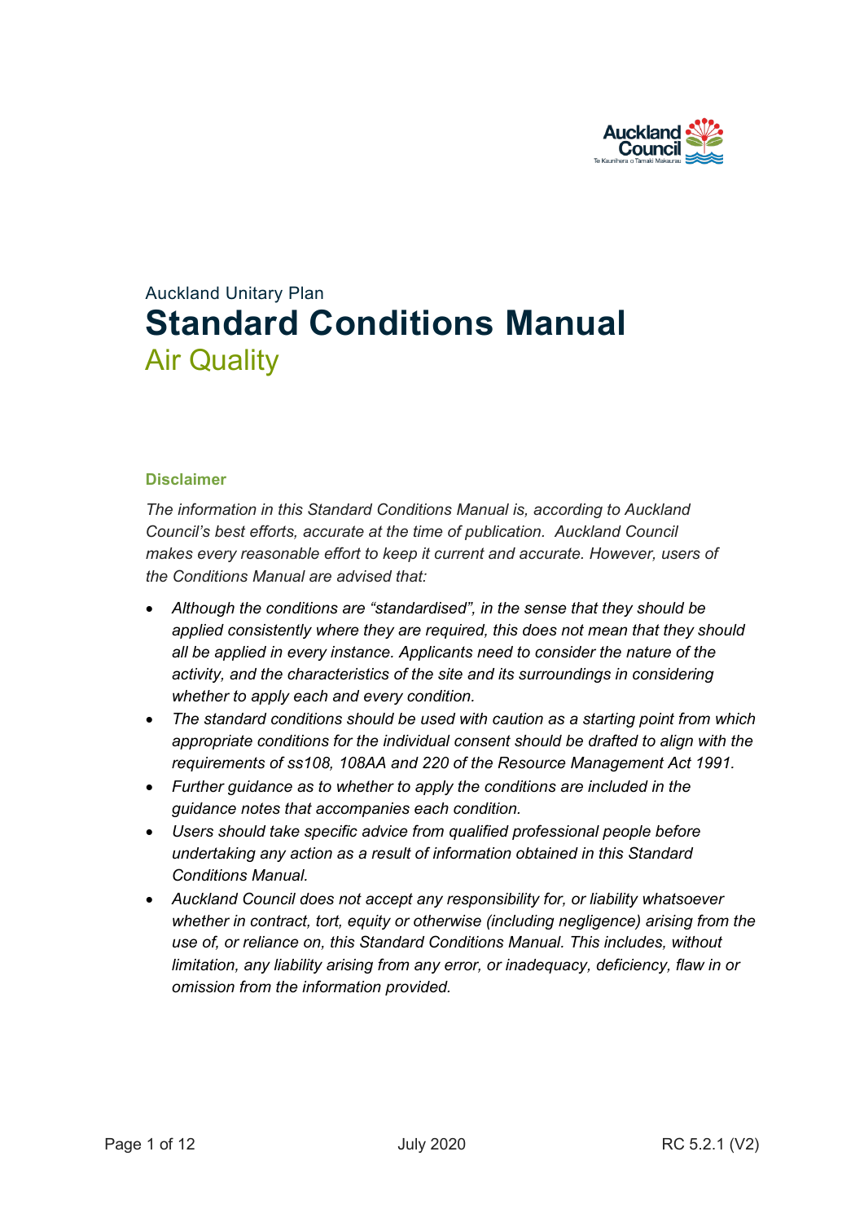Auckland Unitary Plan

# Standard Conditions Manual

## Air Quality

### Disclaimer

*The information in this Standard Conditions Manual is, according to Auckland Council's best efforts, accurate at the time of publication. Auckland Council makes every reasonable effort to keep it current and accurate. However, users of the Conditions Manual are advised that:*

- *Although the conditions are "standardised", in the sense that they should be applied consistently where they are required, this does not mean that they should all be applied in every instance. Applicants need to consider the nature of the activity, and the characteristics of the site and its surroundings in considering whether to apply each and every condition.*
- *The standard conditions should be used with caution as a starting point from which appropriate conditions for the individual consent should be drafted to align with the requirements of ss108, 108AA and 220 of the Resource Management Act 1991.*
- *Further guidance as to whether to apply the conditions are included in the guidance notes that accompanies each condition.*
- *Users should take specific advice from qualified professional people before undertaking any action as a result of information obtained in this Standard Conditions Manual.*
- *Auckland Council does not accept any responsibility for, or liability whatsoever whether in contract, tort, equity or otherwise (including negligence) arising from the use of, or reliance on, this Standard Conditions Manual. This includes, without limitation, any liability arising from any error, or inadequacy, deficiency, flaw in or omission from the information provided.*

July 2020 RC 5.2.1 (V2)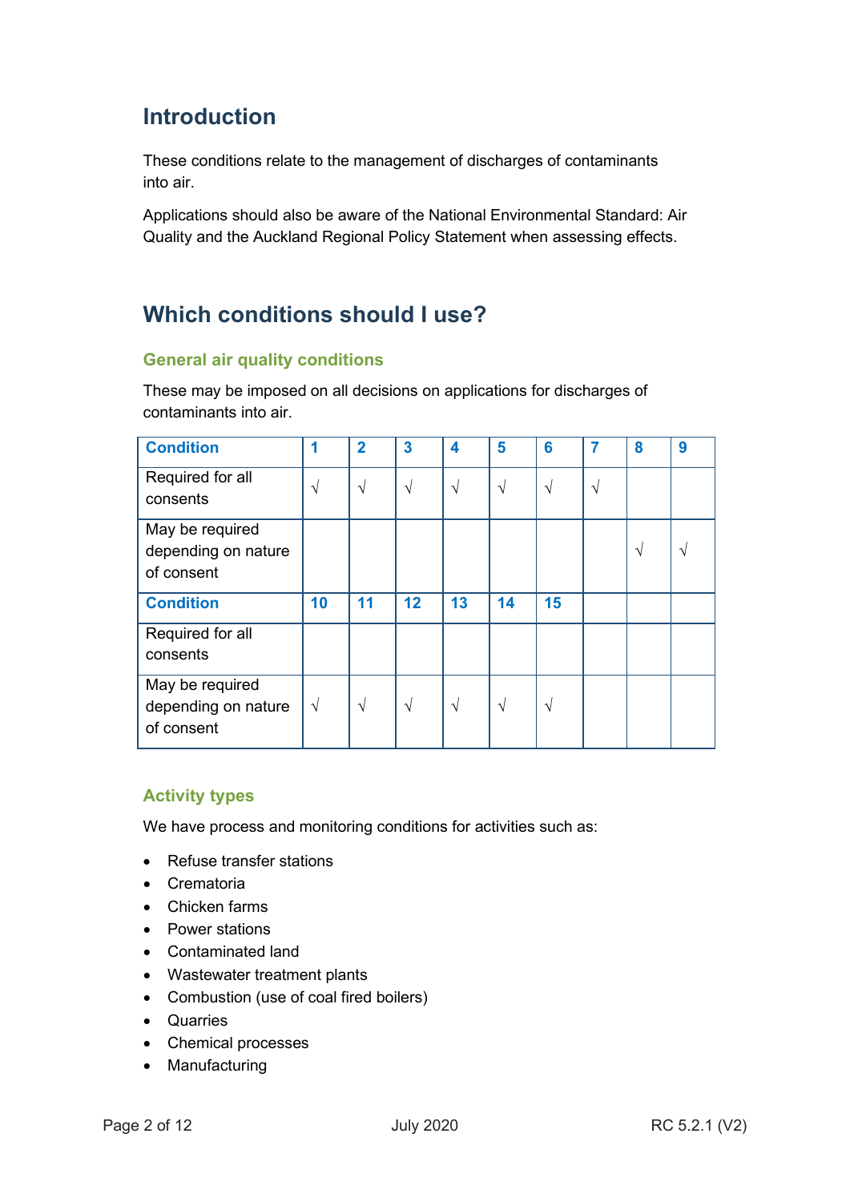## Introduction

These conditions relate to the management of discharges of contaminants into air.

Applications should also be aware of the National Environmental Standard: Air Quality and the Auckland Regional Policy Statement when assessing effects.

## Which conditions should I use?

### General air quality conditions

These may be imposed on all decisions on applications for discharges of contaminants into air.

| Condition | 1 | 2 | 3 | 4 | 5 | 6 | 7 | 8 | 9 |
|---|---|---|---|---|---|---|---|---|---|
| Required for all consents | √ | √ | √ | √ | √ | √ | √ | | |
| May be required depending on nature of consent | | | | | | | | √ | √ |
| **Condition** | **10** | **11** | **12** | **13** | **14** | **15** | | | |
| Required for all consents | | | | | | | | | |
| May be required depending on nature of consent | √ | √ | √ | √ | √ | √ | | | |

### Activity types

We have process and monitoring conditions for activities such as:

- Refuse transfer stations
- Crematoria
- Chicken farms
- Power stations
- Contaminated land
- Wastewater treatment plants
- Combustion (use of coal fired boilers)
- Quarries
- Chemical processes
- Manufacturing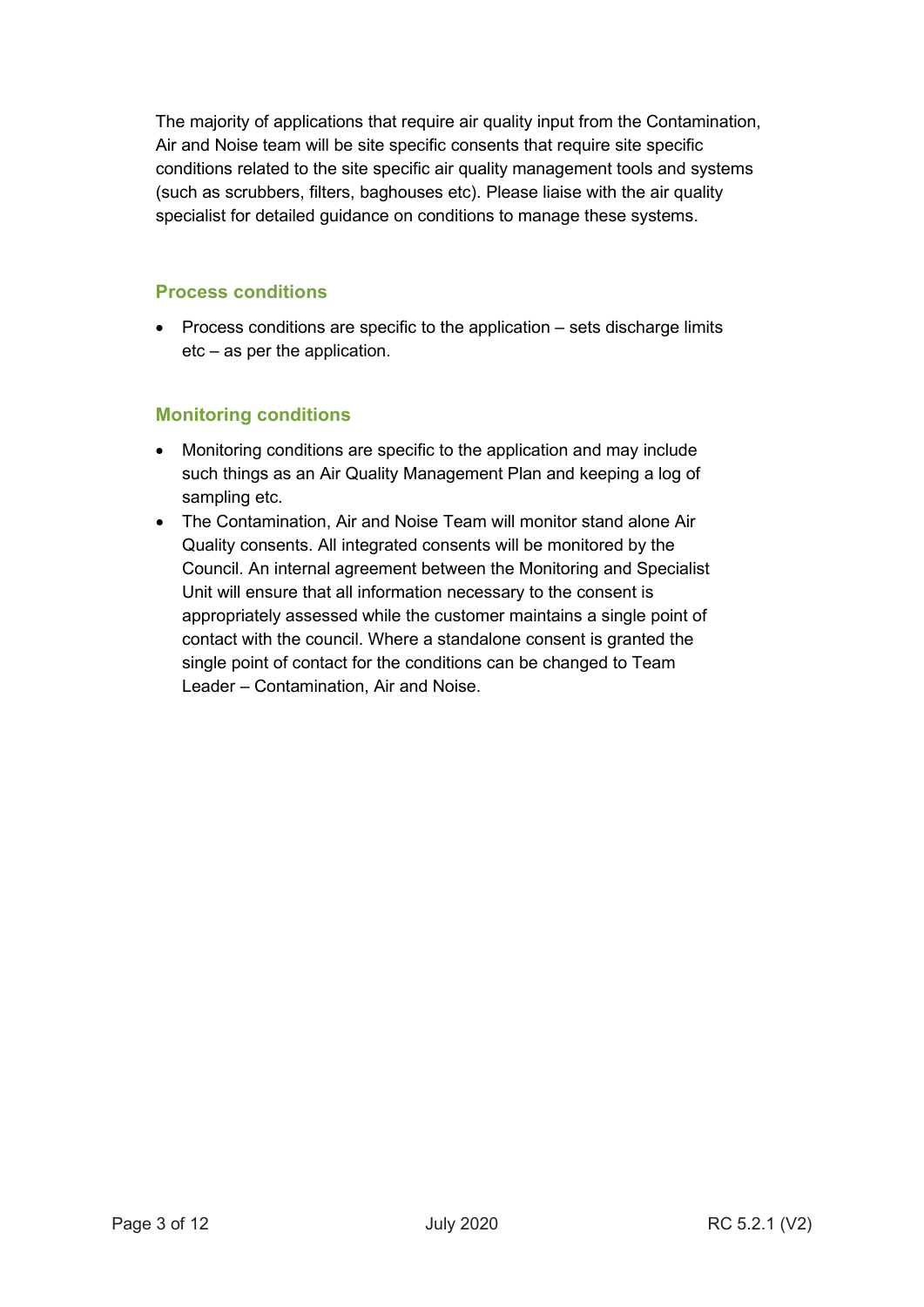The majority of applications that require air quality input from the Contamination, Air and Noise team will be site specific consents that require site specific conditions related to the site specific air quality management tools and systems (such as scrubbers, filters, baghouses etc). Please liaise with the air quality specialist for detailed guidance on conditions to manage these systems.

### Process conditions

- Process conditions are specific to the application – sets discharge limits etc – as per the application.

### Monitoring conditions

- Monitoring conditions are specific to the application and may include such things as an Air Quality Management Plan and keeping a log of sampling etc.
- The Contamination, Air and Noise Team will monitor stand alone Air Quality consents. All integrated consents will be monitored by the Council. An internal agreement between the Monitoring and Specialist Unit will ensure that all information necessary to the consent is appropriately assessed while the customer maintains a single point of contact with the council. Where a standalone consent is granted the single point of contact for the conditions can be changed to Team Leader – Contamination, Air and Noise.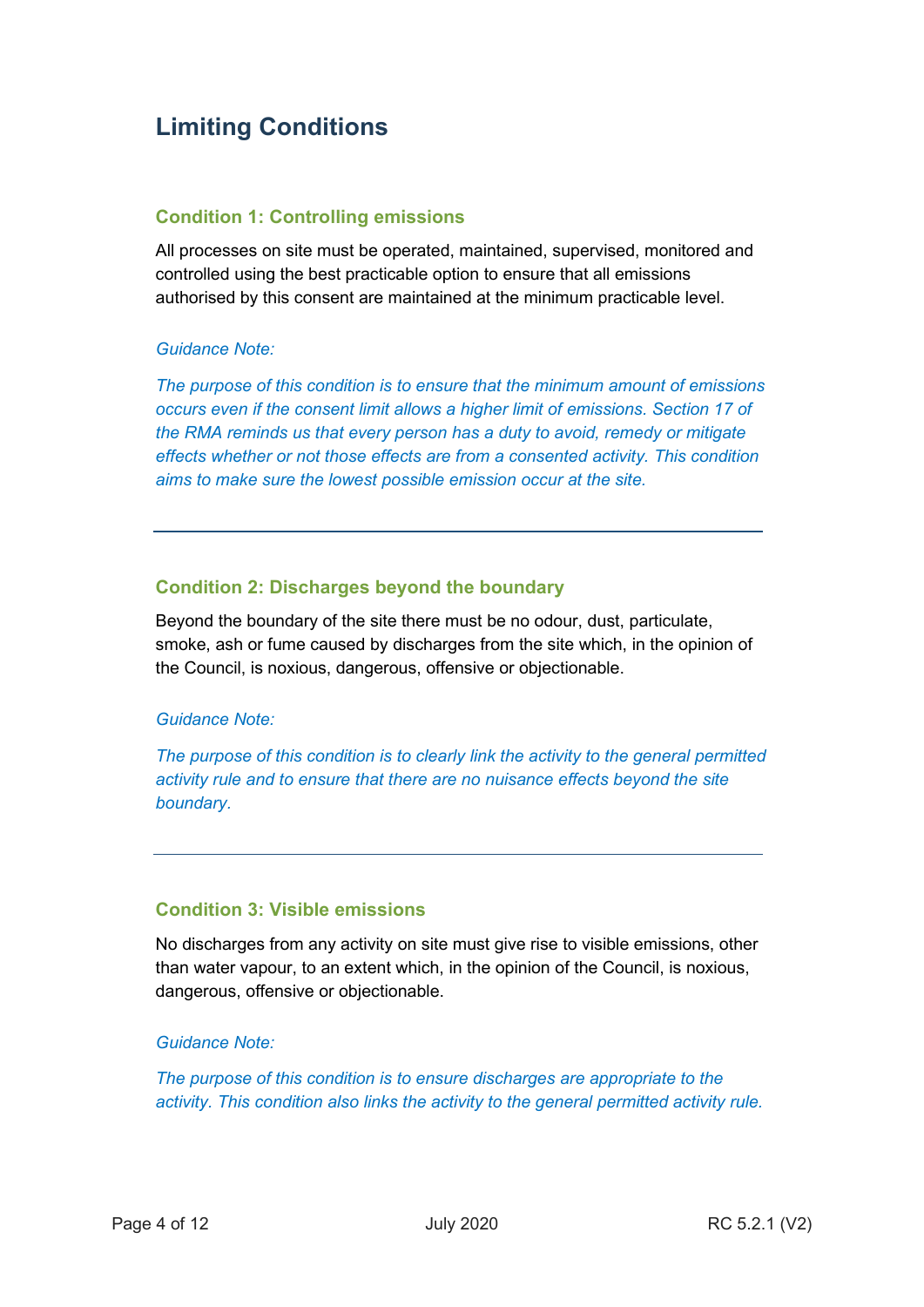## Limiting Conditions

### Condition 1: Controlling emissions

All processes on site must be operated, maintained, supervised, monitored and controlled using the best practicable option to ensure that all emissions authorised by this consent are maintained at the minimum practicable level.

*Guidance Note:*

*The purpose of this condition is to ensure that the minimum amount of emissions occurs even if the consent limit allows a higher limit of emissions. Section 17 of the RMA reminds us that every person has a duty to avoid, remedy or mitigate effects whether or not those effects are from a consented activity. This condition aims to make sure the lowest possible emission occur at the site.*

---

### Condition 2: Discharges beyond the boundary

Beyond the boundary of the site there must be no odour, dust, particulate, smoke, ash or fume caused by discharges from the site which, in the opinion of the Council, is noxious, dangerous, offensive or objectionable.

*Guidance Note:*

*The purpose of this condition is to clearly link the activity to the general permitted activity rule and to ensure that there are no nuisance effects beyond the site boundary.*

---

### Condition 3: Visible emissions

No discharges from any activity on site must give rise to visible emissions, other than water vapour, to an extent which, in the opinion of the Council, is noxious, dangerous, offensive or objectionable.

*Guidance Note:*

*The purpose of this condition is to ensure discharges are appropriate to the activity. This condition also links the activity to the general permitted activity rule.*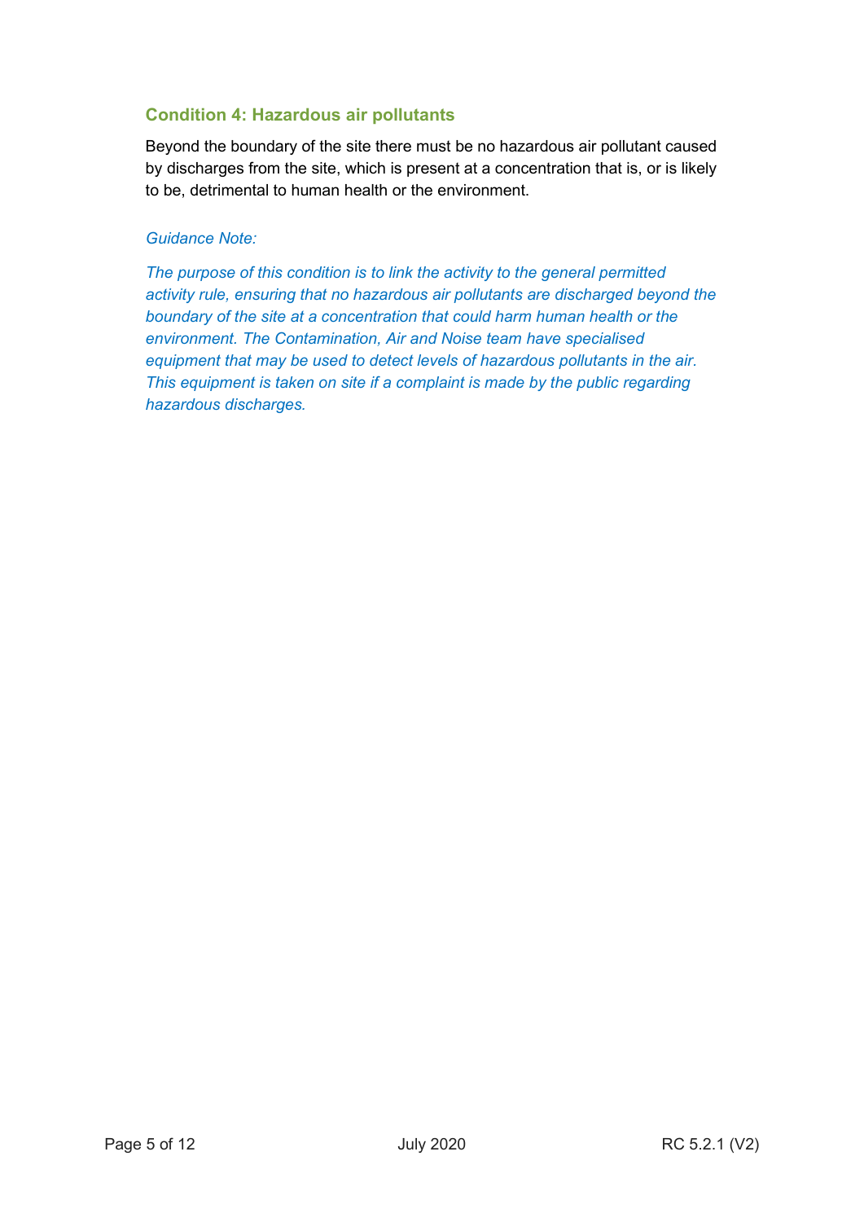### Condition 4: Hazardous air pollutants

Beyond the boundary of the site there must be no hazardous air pollutant caused by discharges from the site, which is present at a concentration that is, or is likely to be, detrimental to human health or the environment.

*Guidance Note:*

*The purpose of this condition is to link the activity to the general permitted activity rule, ensuring that no hazardous air pollutants are discharged beyond the boundary of the site at a concentration that could harm human health or the environment. The Contamination, Air and Noise team have specialised equipment that may be used to detect levels of hazardous pollutants in the air. This equipment is taken on site if a complaint is made by the public regarding hazardous discharges.*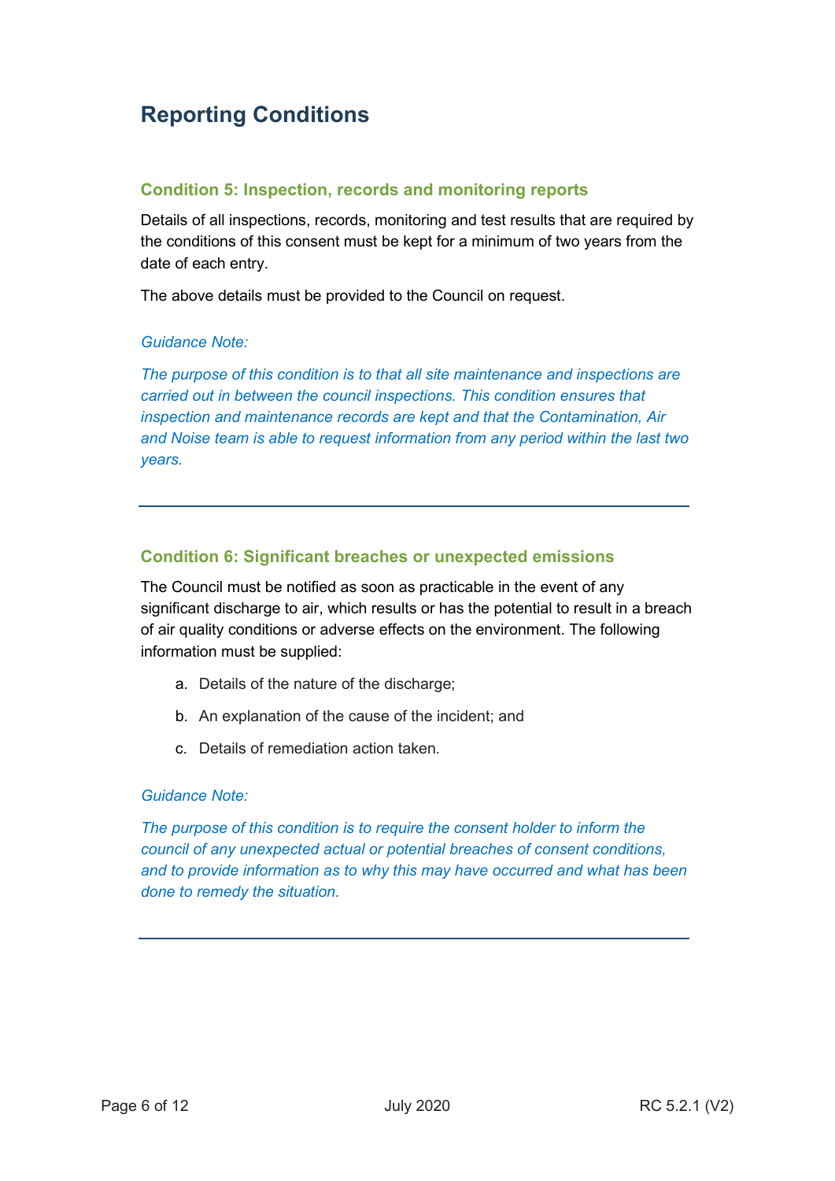# Reporting Conditions

### Condition 5: Inspection, records and monitoring reports

Details of all inspections, records, monitoring and test results that are required by the conditions of this consent must be kept for a minimum of two years from the date of each entry.

The above details must be provided to the Council on request.

*Guidance Note:*

*The purpose of this condition is to that all site maintenance and inspections are carried out in between the council inspections. This condition ensures that inspection and maintenance records are kept and that the Contamination, Air and Noise team is able to request information from any period within the last two years.*

---

### Condition 6: Significant breaches or unexpected emissions

The Council must be notified as soon as practicable in the event of any significant discharge to air, which results or has the potential to result in a breach of air quality conditions or adverse effects on the environment. The following information must be supplied:

a. Details of the nature of the discharge;

b. An explanation of the cause of the incident; and

c. Details of remediation action taken.

*Guidance Note:*

*The purpose of this condition is to require the consent holder to inform the council of any unexpected actual or potential breaches of consent conditions, and to provide information as to why this may have occurred and what has been done to remedy the situation.*

---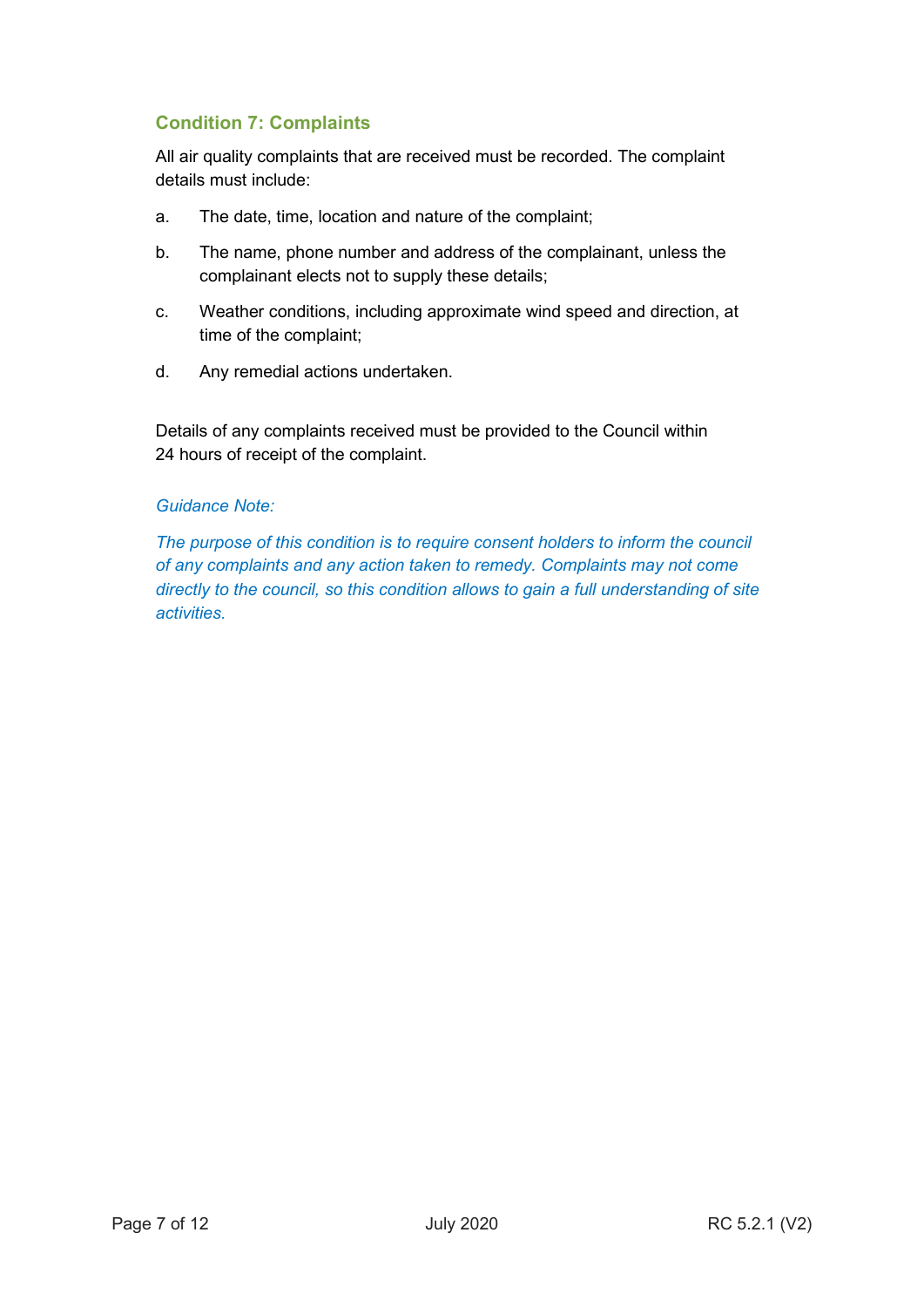### Condition 7: Complaints

All air quality complaints that are received must be recorded. The complaint details must include:

a. The date, time, location and nature of the complaint;

b. The name, phone number and address of the complainant, unless the complainant elects not to supply these details;

c. Weather conditions, including approximate wind speed and direction, at time of the complaint;

d. Any remedial actions undertaken.

Details of any complaints received must be provided to the Council within 24 hours of receipt of the complaint.

*Guidance Note:*

*The purpose of this condition is to require consent holders to inform the council of any complaints and any action taken to remedy. Complaints may not come directly to the council, so this condition allows to gain a full understanding of site activities.*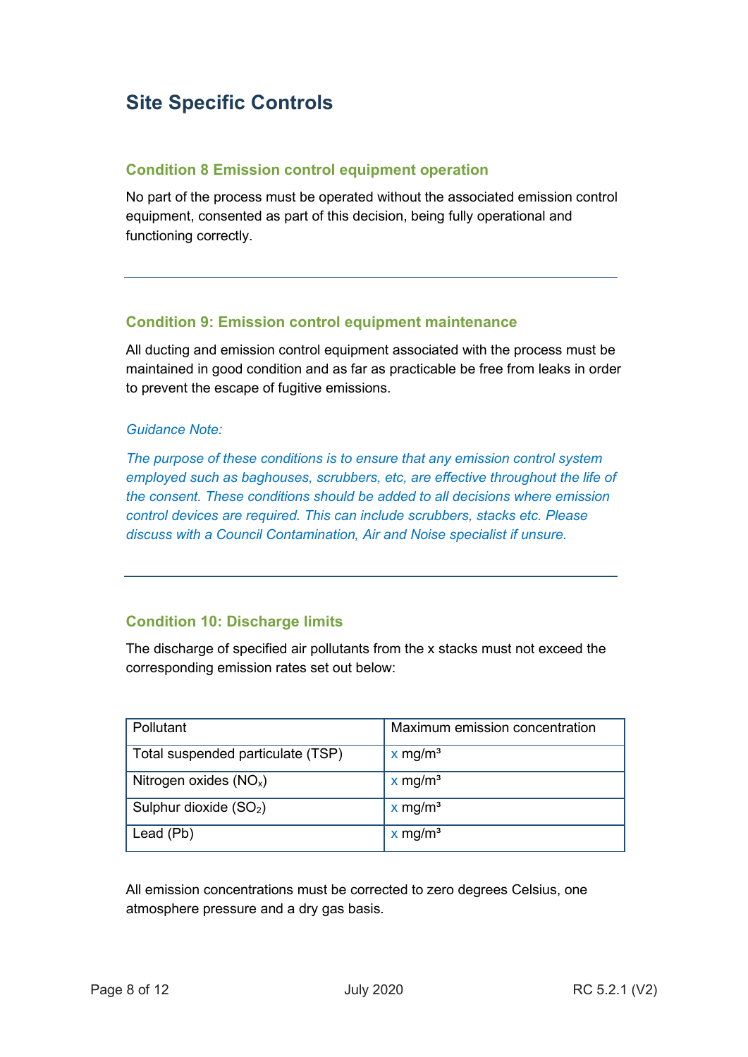## Site Specific Controls

### Condition 8 Emission control equipment operation

No part of the process must be operated without the associated emission control equipment, consented as part of this decision, being fully operational and functioning correctly.

---

### Condition 9: Emission control equipment maintenance

All ducting and emission control equipment associated with the process must be maintained in good condition and as far as practicable be free from leaks in order to prevent the escape of fugitive emissions.

*Guidance Note:*

*The purpose of these conditions is to ensure that any emission control system employed such as baghouses, scrubbers, etc, are effective throughout the life of the consent. These conditions should be added to all decisions where emission control devices are required. This can include scrubbers, stacks etc. Please discuss with a Council Contamination, Air and Noise specialist if unsure.*

---

### Condition 10: Discharge limits

The discharge of specified air pollutants from the x stacks must not exceed the corresponding emission rates set out below:

| Pollutant | Maximum emission concentration |
|---|---|
| Total suspended particulate (TSP) | x mg/m³ |
| Nitrogen oxides ($NO_x$) | x mg/m³ |
| Sulphur dioxide ($SO_2$) | x mg/m³ |
| Lead (Pb) | x mg/m³ |

All emission concentrations must be corrected to zero degrees Celsius, one atmosphere pressure and a dry gas basis.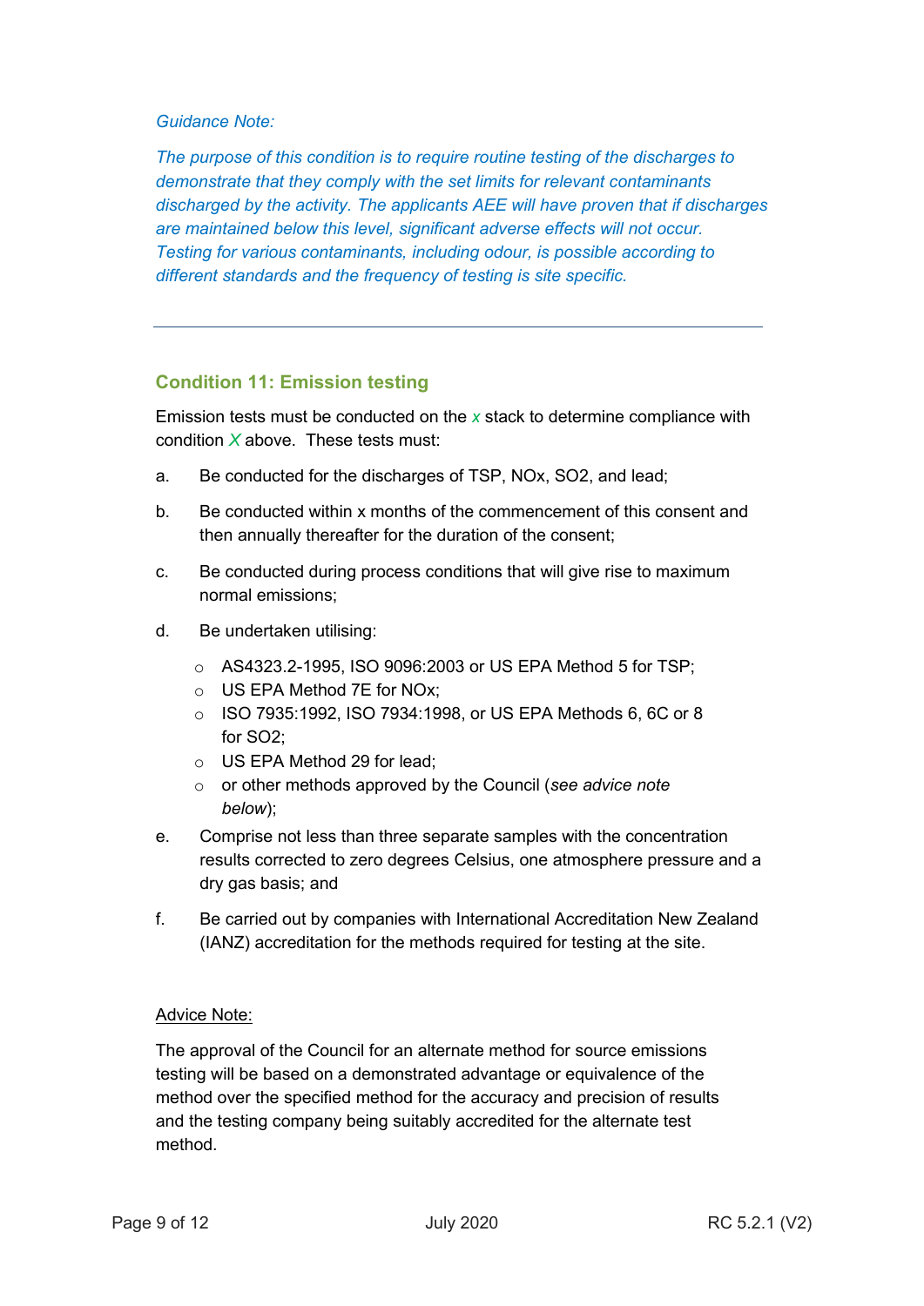*Guidance Note:*

*The purpose of this condition is to require routine testing of the discharges to demonstrate that they comply with the set limits for relevant contaminants discharged by the activity. The applicants AEE will have proven that if discharges are maintained below this level, significant adverse effects will not occur. Testing for various contaminants, including odour, is possible according to different standards and the frequency of testing is site specific.*

---

## Condition 11: Emission testing

Emission tests must be conducted on the *x* stack to determine compliance with condition *X* above. These tests must:

a. Be conducted for the discharges of TSP, NOx, $SO_2$, and lead;

b. Be conducted within x months of the commencement of this consent and then annually thereafter for the duration of the consent;

c. Be conducted during process conditions that will give rise to maximum normal emissions;

d. Be undertaken utilising:
   - AS4323.2-1995, ISO 9096:2003 or US EPA Method 5 for TSP;
   - US EPA Method 7E for NOx;
   - ISO 7935:1992, ISO 7934:1998, or US EPA Methods 6, 6C or 8 for $SO_2$;
   - US EPA Method 29 for lead;
   - or other methods approved by the Council (*see advice note below*);

e. Comprise not less than three separate samples with the concentration results corrected to zero degrees Celsius, one atmosphere pressure and a dry gas basis; and

f. Be carried out by companies with International Accreditation New Zealand (IANZ) accreditation for the methods required for testing at the site.

Advice Note:

The approval of the Council for an alternate method for source emissions testing will be based on a demonstrated advantage or equivalence of the method over the specified method for the accuracy and precision of results and the testing company being suitably accredited for the alternate test method.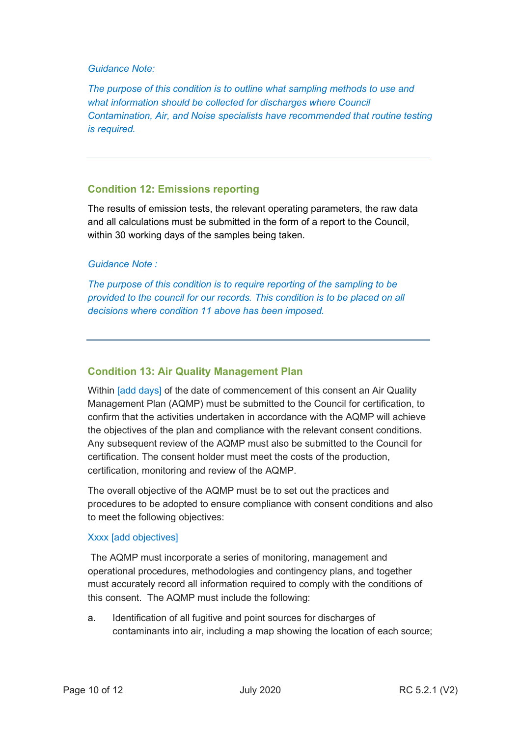*Guidance Note:*

*The purpose of this condition is to outline what sampling methods to use and what information should be collected for discharges where Council Contamination, Air, and Noise specialists have recommended that routine testing is required.*

---

### Condition 12: Emissions reporting

The results of emission tests, the relevant operating parameters, the raw data and all calculations must be submitted in the form of a report to the Council, within 30 working days of the samples being taken.

*Guidance Note :*

*The purpose of this condition is to require reporting of the sampling to be provided to the council for our records. This condition is to be placed on all decisions where condition 11 above has been imposed.*

---

### Condition 13: Air Quality Management Plan

Within [add days] of the date of commencement of this consent an Air Quality Management Plan (AQMP) must be submitted to the Council for certification, to confirm that the activities undertaken in accordance with the AQMP will achieve the objectives of the plan and compliance with the relevant consent conditions. Any subsequent review of the AQMP must also be submitted to the Council for certification. The consent holder must meet the costs of the production, certification, monitoring and review of the AQMP.

The overall objective of the AQMP must be to set out the practices and procedures to be adopted to ensure compliance with consent conditions and also to meet the following objectives:

Xxxx [add objectives]

The AQMP must incorporate a series of monitoring, management and operational procedures, methodologies and contingency plans, and together must accurately record all information required to comply with the conditions of this consent. The AQMP must include the following:

a. Identification of all fugitive and point sources for discharges of contaminants into air, including a map showing the location of each source;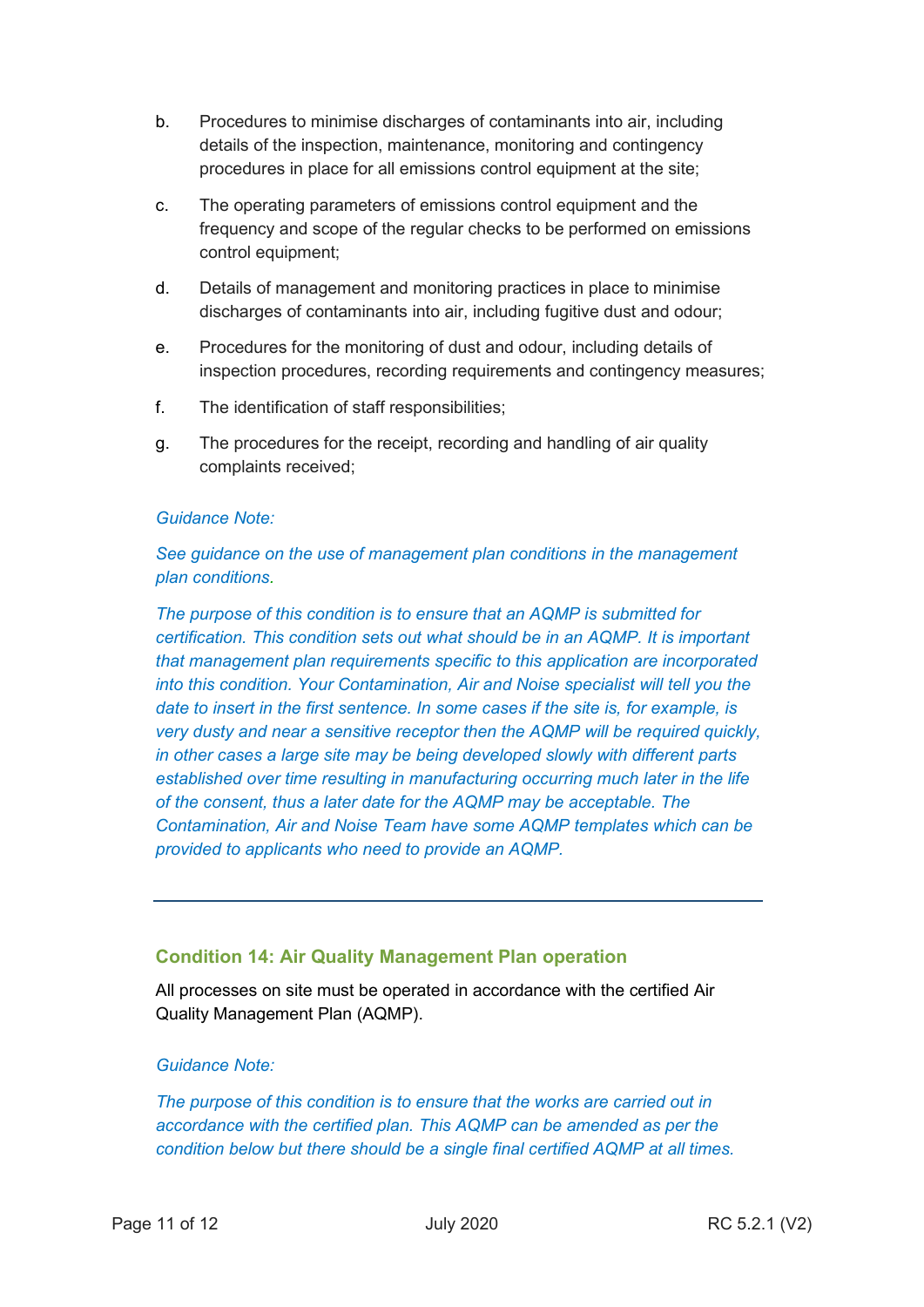b. Procedures to minimise discharges of contaminants into air, including details of the inspection, maintenance, monitoring and contingency procedures in place for all emissions control equipment at the site;

c. The operating parameters of emissions control equipment and the frequency and scope of the regular checks to be performed on emissions control equipment;

d. Details of management and monitoring practices in place to minimise discharges of contaminants into air, including fugitive dust and odour;

e. Procedures for the monitoring of dust and odour, including details of inspection procedures, recording requirements and contingency measures;

f. The identification of staff responsibilities;

g. The procedures for the receipt, recording and handling of air quality complaints received;

*Guidance Note:*

*See guidance on the use of management plan conditions in the management plan conditions.*

*The purpose of this condition is to ensure that an AQMP is submitted for certification. This condition sets out what should be in an AQMP. It is important that management plan requirements specific to this application are incorporated into this condition. Your Contamination, Air and Noise specialist will tell you the date to insert in the first sentence. In some cases if the site is, for example, is very dusty and near a sensitive receptor then the AQMP will be required quickly, in other cases a large site may be being developed slowly with different parts established over time resulting in manufacturing occurring much later in the life of the consent, thus a later date for the AQMP may be acceptable. The Contamination, Air and Noise Team have some AQMP templates which can be provided to applicants who need to provide an AQMP.*

---

### Condition 14: Air Quality Management Plan operation

All processes on site must be operated in accordance with the certified Air Quality Management Plan (AQMP).

*Guidance Note:*

*The purpose of this condition is to ensure that the works are carried out in accordance with the certified plan. This AQMP can be amended as per the condition below but there should be a single final certified AQMP at all times.*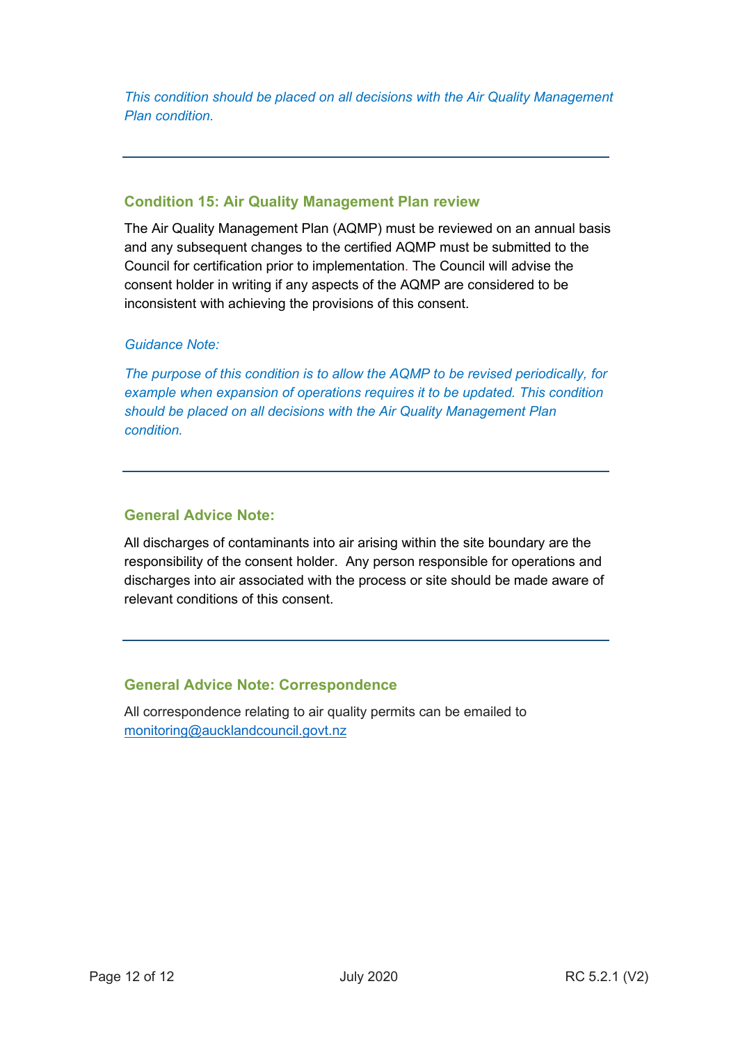*This condition should be placed on all decisions with the Air Quality Management Plan condition.*

---

### Condition 15: Air Quality Management Plan review

The Air Quality Management Plan (AQMP) must be reviewed on an annual basis and any subsequent changes to the certified AQMP must be submitted to the Council for certification prior to implementation. The Council will advise the consent holder in writing if any aspects of the AQMP are considered to be inconsistent with achieving the provisions of this consent.

*Guidance Note:*

*The purpose of this condition is to allow the AQMP to be revised periodically, for example when expansion of operations requires it to be updated. This condition should be placed on all decisions with the Air Quality Management Plan condition.*

---

### General Advice Note:

All discharges of contaminants into air arising within the site boundary are the responsibility of the consent holder. Any person responsible for operations and discharges into air associated with the process or site should be made aware of relevant conditions of this consent.

---

### General Advice Note: Correspondence

All correspondence relating to air quality permits can be emailed to monitoring@aucklandcouncil.govt.nz